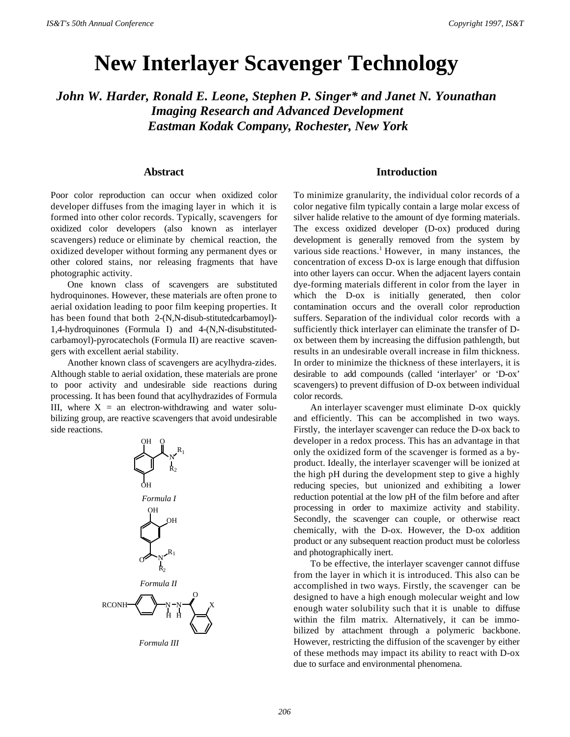# New Interlayer Scavenger Technology

***John W. Harder, Ronald E. Leone, Stephen P. Singer\* and Janet N. Younathan***
***Imaging Research and Advanced Development***
***Eastman Kodak Company, Rochester, New York***

## Abstract

Poor color reproduction can occur when oxidized color developer diffuses from the imaging layer in which it is formed into other color records. Typically, scavengers for oxidized color developers (also known as interlayer scavengers) reduce or eliminate by chemical reaction, the oxidized developer without forming any permanent dyes or other colored stains, nor releasing fragments that have photographic activity.

One known class of scavengers are substituted hydroquinones. However, these materials are often prone to aerial oxidation leading to poor film keeping properties. It has been found that both 2-(N,N-disub-stitutedcarbamoyl)-1,4-hydroquinones (Formula I) and 4-(N,N-disubstituted-carbamoyl)-pyrocatechols (Formula II) are reactive scavengers with excellent aerial stability.

Another known class of scavengers are acylhydra-zides. Although stable to aerial oxidation, these materials are prone to poor activity and undesirable side reactions during processing. It has been found that acylhydrazides of Formula III, where X = an electron-withdrawing and water solubilizing group, are reactive scavengers that avoid undesirable side reactions.

*Formula I*

*Formula II*

*Formula III*

## Introduction

To minimize granularity, the individual color records of a color negative film typically contain a large molar excess of silver halide relative to the amount of dye forming materials. The excess oxidized developer (D-ox) produced during development is generally removed from the system by various side reactions.[1] However, in many instances, the concentration of excess D-ox is large enough that diffusion into other layers can occur. When the adjacent layers contain dye-forming materials different in color from the layer in which the D-ox is initially generated, then color contamination occurs and the overall color reproduction suffers. Separation of the individual color records with a sufficiently thick interlayer can eliminate the transfer of D-ox between them by increasing the diffusion pathlength, but results in an undesirable overall increase in film thickness. In order to minimize the thickness of these interlayers, it is desirable to add compounds (called 'interlayer' or 'D-ox' scavengers) to prevent diffusion of D-ox between individual color records.

An interlayer scavenger must eliminate D-ox quickly and efficiently. This can be accomplished in two ways. Firstly, the interlayer scavenger can reduce the D-ox back to developer in a redox process. This has an advantage in that only the oxidized form of the scavenger is formed as a by-product. Ideally, the interlayer scavenger will be ionized at the high pH during the development step to give a highly reducing species, but unionized and exhibiting a lower reduction potential at the low pH of the film before and after processing in order to maximize activity and stability. Secondly, the scavenger can couple, or otherwise react chemically, with the D-ox. However, the D-ox addition product or any subsequent reaction product must be colorless and photographically inert.

To be effective, the interlayer scavenger cannot diffuse from the layer in which it is introduced. This also can be accomplished in two ways. Firstly, the scavenger can be designed to have a high enough molecular weight and low enough water solubility such that it is unable to diffuse within the film matrix. Alternatively, it can be immobilized by attachment through a polymeric backbone. However, restricting the diffusion of the scavenger by either of these methods may impact its ability to react with D-ox due to surface and environmental phenomena.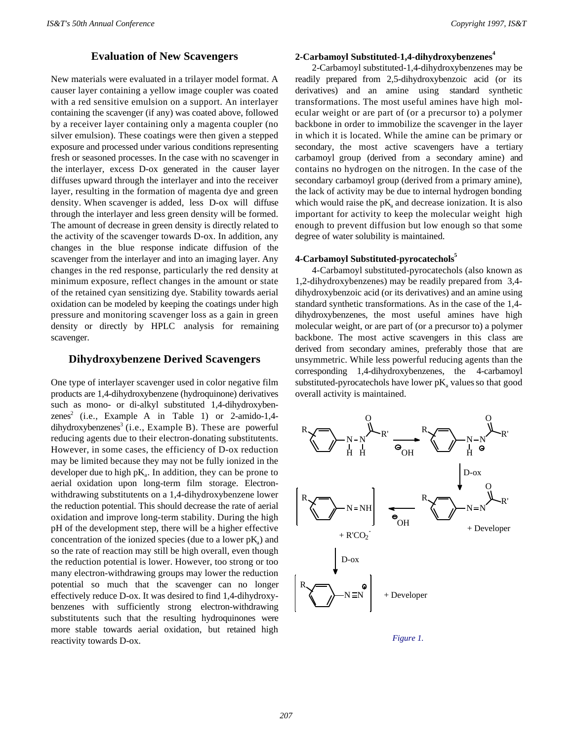## Evaluation of New Scavengers

New materials were evaluated in a trilayer model format. A causer layer containing a yellow image coupler was coated with a red sensitive emulsion on a support. An interlayer containing the scavenger (if any) was coated above, followed by a receiver layer containing only a magenta coupler (no silver emulsion). These coatings were then given a stepped exposure and processed under various conditions representing fresh or seasoned processes. In the case with no scavenger in the interlayer, excess D-ox generated in the causer layer diffuses upward through the interlayer and into the receiver layer, resulting in the formation of magenta dye and green density. When scavenger is added, less D-ox will diffuse through the interlayer and less green density will be formed. The amount of decrease in green density is directly related to the activity of the scavenger towards D-ox. In addition, any changes in the blue response indicate diffusion of the scavenger from the interlayer and into an imaging layer. Any changes in the red response, particularly the red density at minimum exposure, reflect changes in the amount or state of the retained cyan sensitizing dye. Stability towards aerial oxidation can be modeled by keeping the coatings under high pressure and monitoring scavenger loss as a gain in green density or directly by HPLC analysis for remaining scavenger.

## Dihydroxybenzene Derived Scavengers

One type of interlayer scavenger used in color negative film products are 1,4-dihydroxybenzene (hydroquinone) derivatives such as mono- or di-alkyl substituted 1,4-dihydroxybenzenes[2] (i.e., Example A in Table 1) or 2-amido-1,4-dihydroxybenzenes[3] (i.e., Example B). These are powerful reducing agents due to their electron-donating substitutents. However, in some cases, the efficiency of D-ox reduction may be limited because they may not be fully ionized in the developer due to high $pK_a$. In addition, they can be prone to aerial oxidation upon long-term film storage. Electron-withdrawing substitutents on a 1,4-dihydroxybenzene lower the reduction potential. This should decrease the rate of aerial oxidation and improve long-term stability. During the high pH of the development step, there will be a higher effective concentration of the ionized species (due to a lower $pK_a$) and so the rate of reaction may still be high overall, even though the reduction potential is lower. However, too strong or too many electron-withdrawing groups may lower the reduction potential so much that the scavenger can no longer effectively reduce D-ox. It was desired to find 1,4-dihydroxybenzenes with sufficiently strong electron-withdrawing substitutents such that the resulting hydroquinones were more stable towards aerial oxidation, but retained high reactivity towards D-ox.

### 2-Carbamoyl Substituted-1,4-dihydroxybenzenes[4]

2-Carbamoyl substituted-1,4-dihydroxybenzenes may be readily prepared from 2,5-dihydroxybenzoic acid (or its derivatives) and an amine using standard synthetic transformations. The most useful amines have high molecular weight or are part of (or a precursor to) a polymer backbone in order to immobilize the scavenger in the layer in which it is located. While the amine can be primary or secondary, the most active scavengers have a tertiary carbamoyl group (derived from a secondary amine) and contains no hydrogen on the nitrogen. In the case of the secondary carbamoyl group (derived from a primary amine), the lack of activity may be due to internal hydrogen bonding which would raise the $pK_a$ and decrease ionization. It is also important for activity to keep the molecular weight high enough to prevent diffusion but low enough so that some degree of water solubility is maintained.

### 4-Carbamoyl Substituted-pyrocatechols[5]

4-Carbamoyl substituted-pyrocatechols (also known as 1,2-dihydroxybenzenes) may be readily prepared from 3,4-dihydroxybenzoic acid (or its derivatives) and an amine using standard synthetic transformations. As in the case of the 1,4-dihydroxybenzenes, the most useful amines have high molecular weight, or are part of (or a precursor to) a polymer backbone. The most active scavengers in this class are derived from secondary amines, preferably those that are unsymmetric. While less powerful reducing agents than the corresponding 1,4-dihydroxybenzenes, the 4-carbamoyl substituted-pyrocatechols have lower $pK_a$ values so that good overall activity is maintained.

*Figure 1.*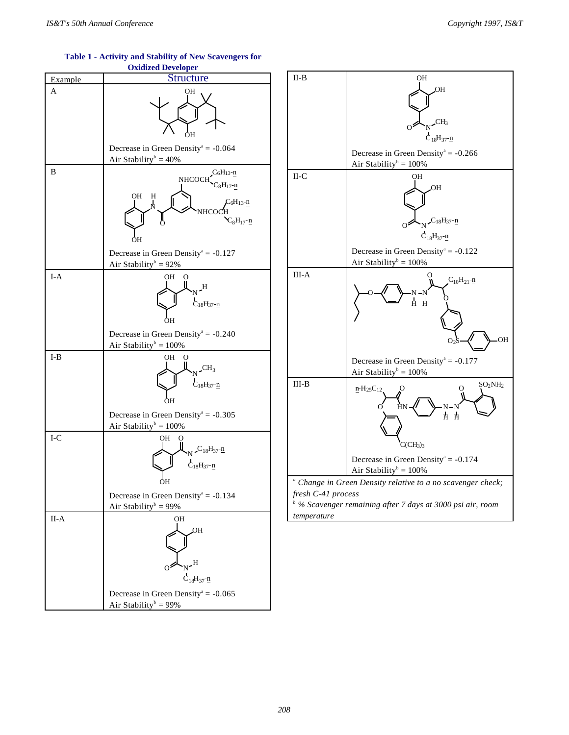**Table 1 - Activity and Stability of New Scavengers for Oxidized Developer**

| Example | Structure |
|---|---|
| A | Decrease in Green Density[a] = -0.064<br>Air Stability[b] = 40% |
| B | Decrease in Green Density[a] = -0.127<br>Air Stability[b] = 92% |
| I-A | Decrease in Green Density[a] = -0.240<br>Air Stability[b] = 100% |
| I-B | Decrease in Green Density[a] = -0.305<br>Air Stability[b] = 100% |
| I-C | Decrease in Green Density[a] = -0.134<br>Air Stability[b] = 99% |
| II-A | Decrease in Green Density[a] = -0.065<br>Air Stability[b] = 99% |
| II-B | Decrease in Green Density[a] = -0.266<br>Air Stability[b] = 100% |
| II-C | Decrease in Green Density[a] = -0.122<br>Air Stability[b] = 100% |
| III-A | Decrease in Green Density[a] = -0.177<br>Air Stability[b] = 100% |
| III-B | Decrease in Green Density[a] = -0.174<br>Air Stability[b] = 100% |

[a] *Change in Green Density relative to a no scavenger check; fresh C-41 process*

[b] *% Scavenger remaining after 7 days at 3000 psi air, room temperature*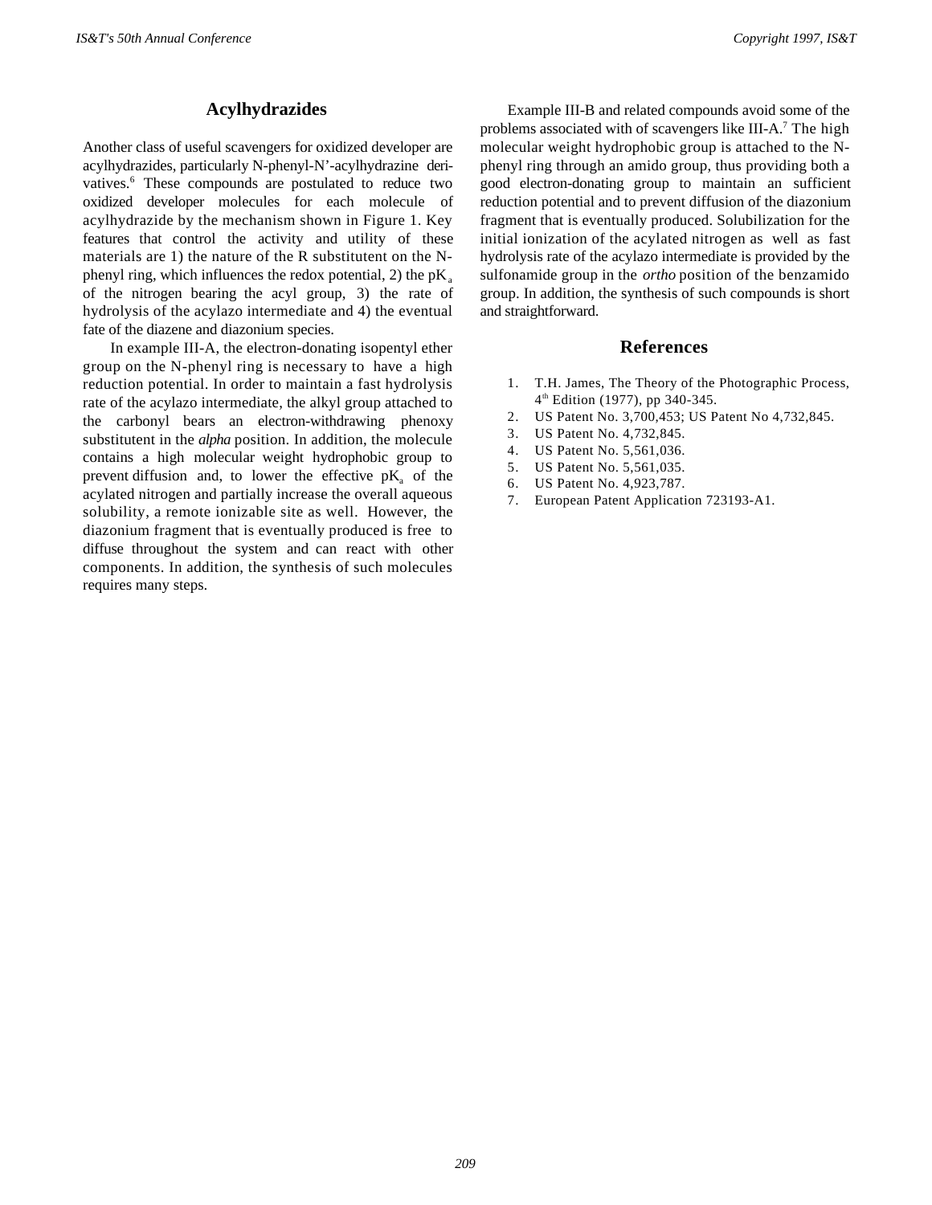## Acylhydrazides

Another class of useful scavengers for oxidized developer are acylhydrazides, particularly N-phenyl-N'-acylhydrazine derivatives.[6] These compounds are postulated to reduce two oxidized developer molecules for each molecule of acylhydrazide by the mechanism shown in Figure 1. Key features that control the activity and utility of these materials are 1) the nature of the R substitutent on the N-phenyl ring, which influences the redox potential, 2) the $pK_a$ of the nitrogen bearing the acyl group, 3) the rate of hydrolysis of the acylazo intermediate and 4) the eventual fate of the diazene and diazonium species.

In example III-A, the electron-donating isopentyl ether group on the N-phenyl ring is necessary to have a high reduction potential. In order to maintain a fast hydrolysis rate of the acylazo intermediate, the alkyl group attached to the carbonyl bears an electron-withdrawing phenoxy substitutent in the *alpha* position. In addition, the molecule contains a high molecular weight hydrophobic group to prevent diffusion and, to lower the effective $pK_a$ of the acylated nitrogen and partially increase the overall aqueous solubility, a remote ionizable site as well. However, the diazonium fragment that is eventually produced is free to diffuse throughout the system and can react with other components. In addition, the synthesis of such molecules requires many steps.

Example III-B and related compounds avoid some of the problems associated with of scavengers like III-A.[7] The high molecular weight hydrophobic group is attached to the N-phenyl ring through an amido group, thus providing both a good electron-donating group to maintain an sufficient reduction potential and to prevent diffusion of the diazonium fragment that is eventually produced. Solubilization for the initial ionization of the acylated nitrogen as well as fast hydrolysis rate of the acylazo intermediate is provided by the sulfonamide group in the *ortho* position of the benzamido group. In addition, the synthesis of such compounds is short and straightforward.

## References

1. T.H. James, The Theory of the Photographic Process, 4th Edition (1977), pp 340-345.
2. US Patent No. 3,700,453; US Patent No 4,732,845.
3. US Patent No. 4,732,845.
4. US Patent No. 5,561,036.
5. US Patent No. 5,561,035.
6. US Patent No. 4,923,787.
7. European Patent Application 723193-A1.